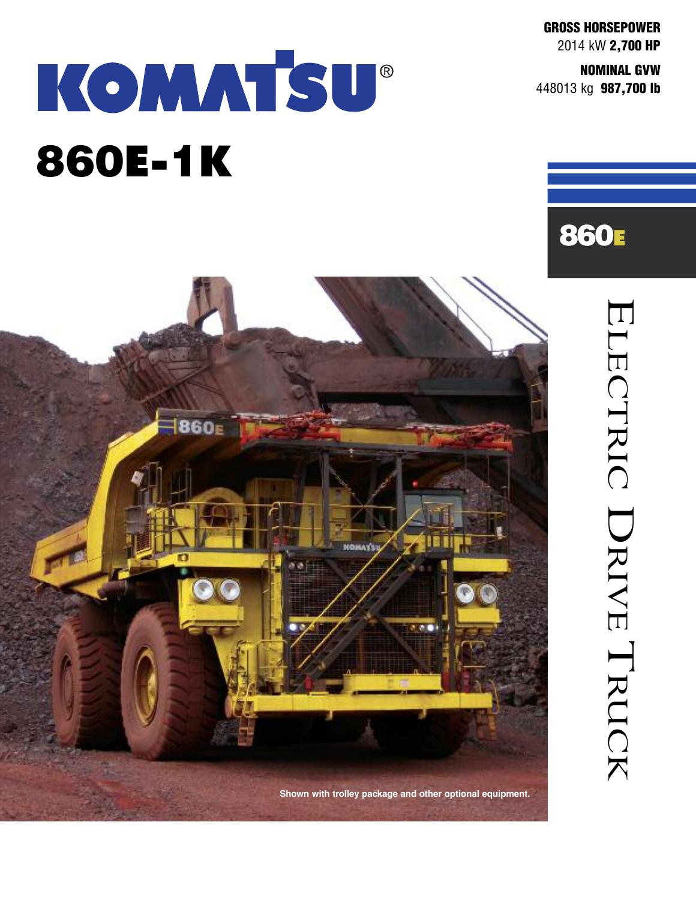# KOMATSU®

# 860E-1K

**GROSS HORSEPOWER**
2014 kW **2,700 HP**

**NOMINAL GVW**
448013 kg **987,700 lb**

860E

ELECTRIC DRIVE TRUCK

Shown with trolley package and other optional equipment.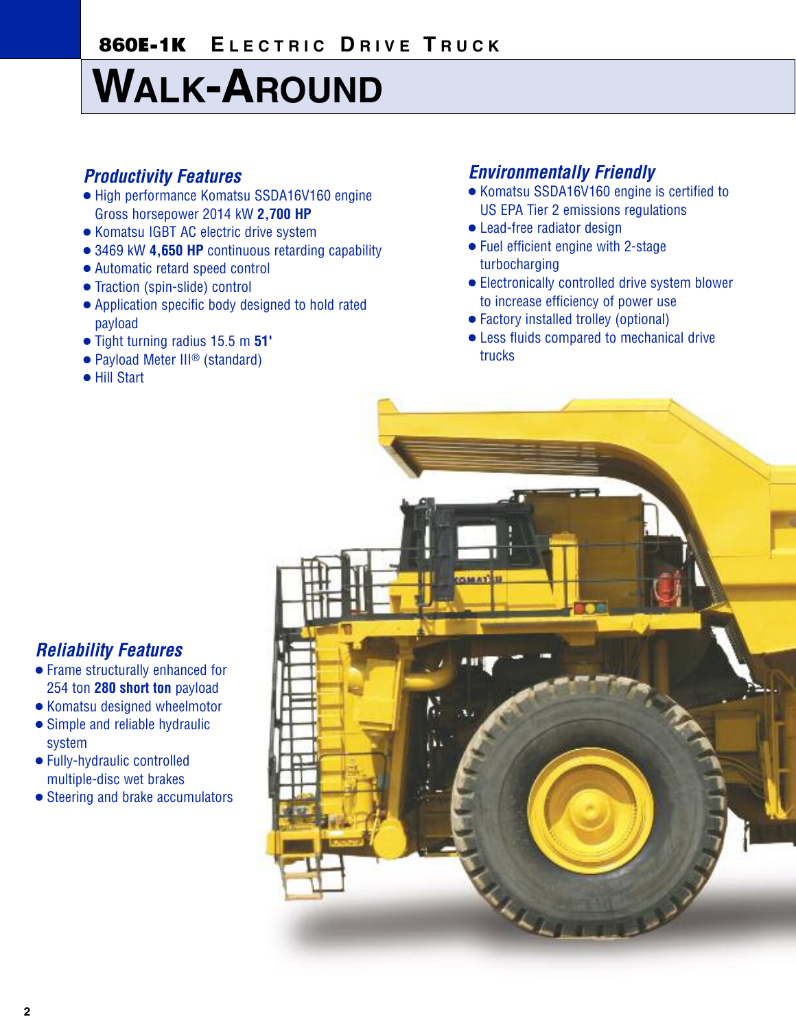# WALK-AROUND

### *Productivity Features*

- High performance Komatsu SSDA16V160 engine Gross horsepower 2014 kW **2,700 HP**
- Komatsu IGBT AC electric drive system
- 3469 kW **4,650 HP** continuous retarding capability
- Automatic retard speed control
- Traction (spin-slide) control
- Application specific body designed to hold rated payload
- Tight turning radius 15.5 m **51'**
- Payload Meter III® (standard)
- Hill Start

### *Environmentally Friendly*

- Komatsu SSDA16V160 engine is certified to US EPA Tier 2 emissions regulations
- Lead-free radiator design
- Fuel efficient engine with 2-stage turbocharging
- Electronically controlled drive system blower to increase efficiency of power use
- Factory installed trolley (optional)
- Less fluids compared to mechanical drive trucks

### *Reliability Features*

- Frame structurally enhanced for 254 ton **280 short ton** payload
- Komatsu designed wheelmotor
- Simple and reliable hydraulic system
- Fully-hydraulic controlled multiple-disc wet brakes
- Steering and brake accumulators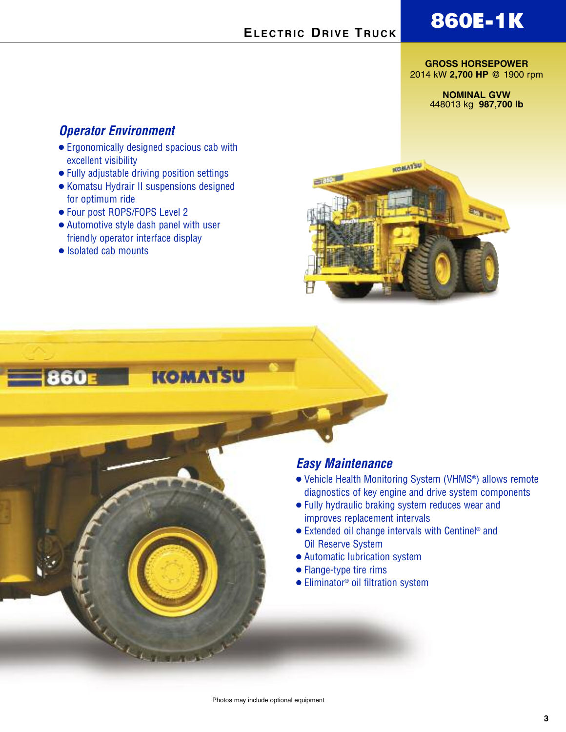# 860E-1K

**ELECTRIC DRIVE TRUCK**

**GROSS HORSEPOWER**
2014 kW **2,700 HP** @ 1900 rpm

**NOMINAL GVW**
448013 kg **987,700 lb**

## *Operator Environment*

- Ergonomically designed spacious cab with excellent visibility
- Fully adjustable driving position settings
- Komatsu Hydrair II suspensions designed for optimum ride
- Four post ROPS/FOPS Level 2
- Automotive style dash panel with user friendly operator interface display
- Isolated cab mounts

## *Easy Maintenance*

- Vehicle Health Monitoring System (VHMS®) allows remote diagnostics of key engine and drive system components
- Fully hydraulic braking system reduces wear and improves replacement intervals
- Extended oil change intervals with Centinel® and Oil Reserve System
- Automatic lubrication system
- Flange-type tire rims
- Eliminator® oil filtration system

Photos may include optional equipment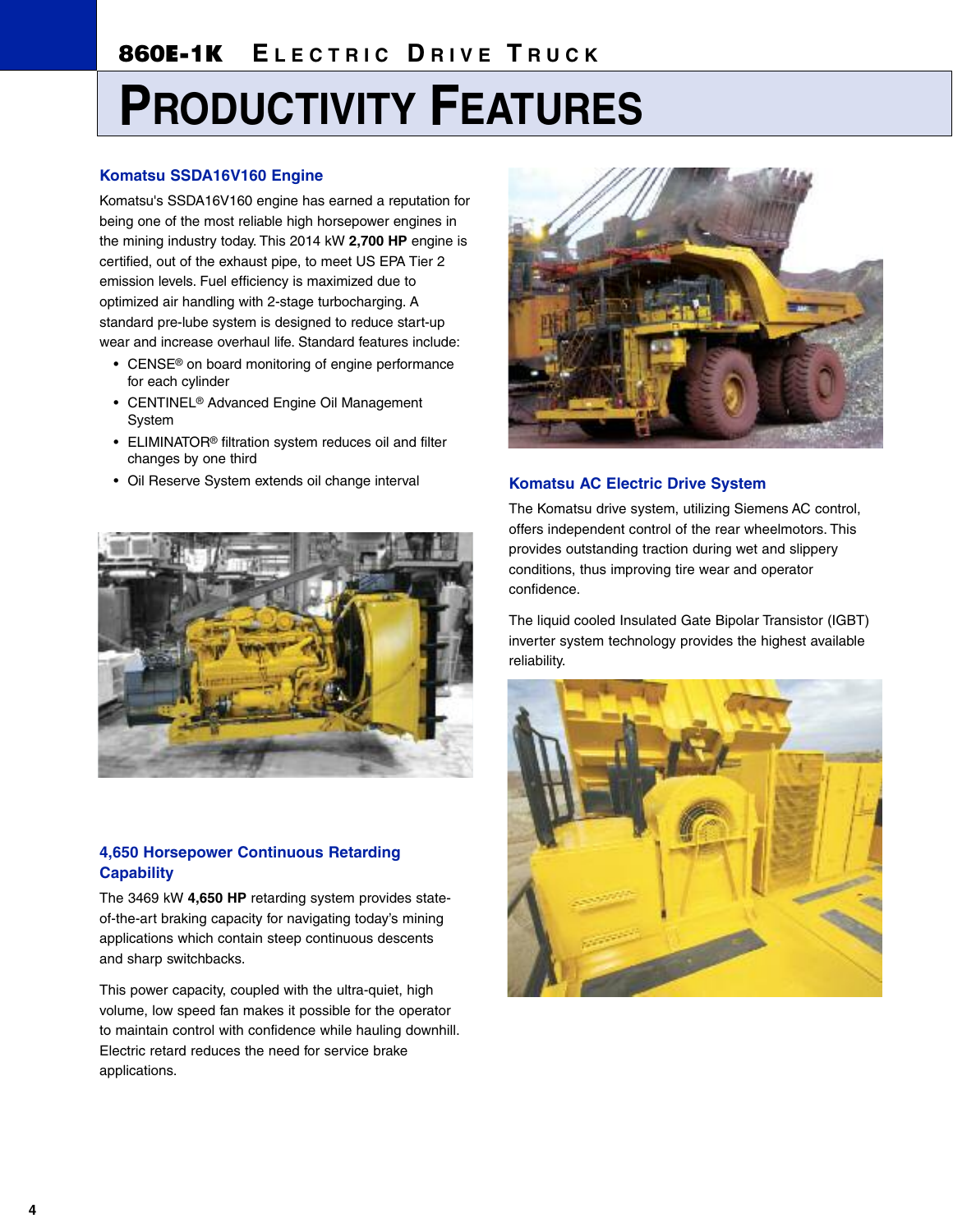# PRODUCTIVITY FEATURES

## Komatsu SSDA16V160 Engine

Komatsu's SSDA16V160 engine has earned a reputation for being one of the most reliable high horsepower engines in the mining industry today. This 2014 kW **2,700 HP** engine is certified, out of the exhaust pipe, to meet US EPA Tier 2 emission levels. Fuel efficiency is maximized due to optimized air handling with 2-stage turbocharging. A standard pre-lube system is designed to reduce start-up wear and increase overhaul life. Standard features include:

- CENSE® on board monitoring of engine performance for each cylinder
- CENTINEL® Advanced Engine Oil Management System
- ELIMINATOR® filtration system reduces oil and filter changes by one third
- Oil Reserve System extends oil change interval

## 4,650 Horsepower Continuous Retarding Capability

The 3469 kW **4,650 HP** retarding system provides state-of-the-art braking capacity for navigating today's mining applications which contain steep continuous descents and sharp switchbacks.

This power capacity, coupled with the ultra-quiet, high volume, low speed fan makes it possible for the operator to maintain control with confidence while hauling downhill. Electric retard reduces the need for service brake applications.

## Komatsu AC Electric Drive System

The Komatsu drive system, utilizing Siemens AC control, offers independent control of the rear wheelmotors. This provides outstanding traction during wet and slippery conditions, thus improving tire wear and operator confidence.

The liquid cooled Insulated Gate Bipolar Transistor (IGBT) inverter system technology provides the highest available reliability.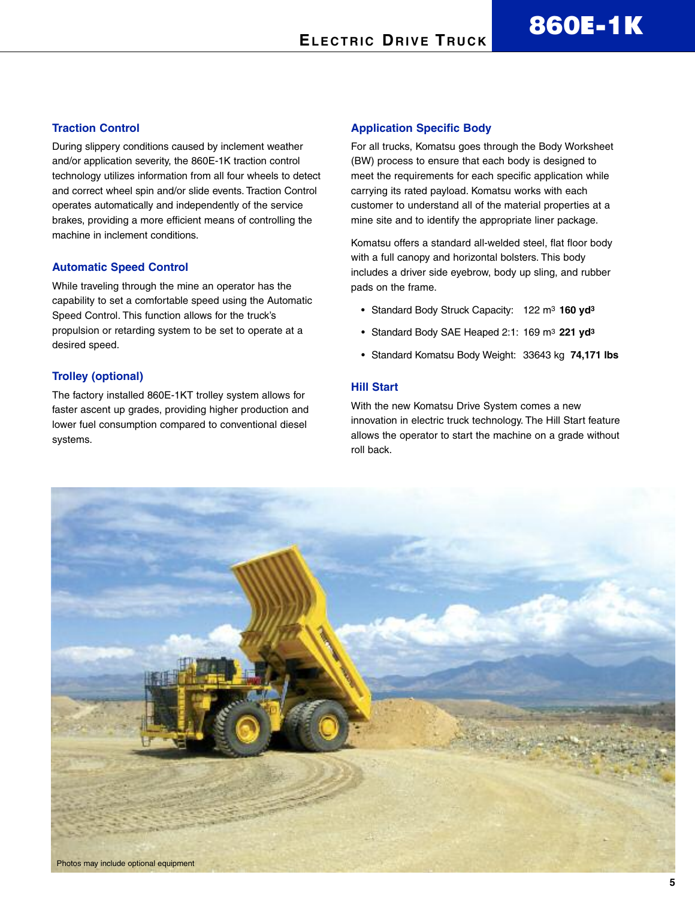## Traction Control

During slippery conditions caused by inclement weather and/or application severity, the 860E-1K traction control technology utilizes information from all four wheels to detect and correct wheel spin and/or slide events. Traction Control operates automatically and independently of the service brakes, providing a more efficient means of controlling the machine in inclement conditions.

## Automatic Speed Control

While traveling through the mine an operator has the capability to set a comfortable speed using the Automatic Speed Control. This function allows for the truck's propulsion or retarding system to be set to operate at a desired speed.

## Trolley (optional)

The factory installed 860E-1KT trolley system allows for faster ascent up grades, providing higher production and lower fuel consumption compared to conventional diesel systems.

## Application Specific Body

For all trucks, Komatsu goes through the Body Worksheet (BW) process to ensure that each body is designed to meet the requirements for each specific application while carrying its rated payload. Komatsu works with each customer to understand all of the material properties at a mine site and to identify the appropriate liner package.

Komatsu offers a standard all-welded steel, flat floor body with a full canopy and horizontal bolsters. This body includes a driver side eyebrow, body up sling, and rubber pads on the frame.

- Standard Body Struck Capacity: 122 m³ **160 yd³**
- Standard Body SAE Heaped 2:1: 169 m³ **221 yd³**
- Standard Komatsu Body Weight: 33643 kg **74,171 lbs**

## Hill Start

With the new Komatsu Drive System comes a new innovation in electric truck technology. The Hill Start feature allows the operator to start the machine on a grade without roll back.

Photos may include optional equipment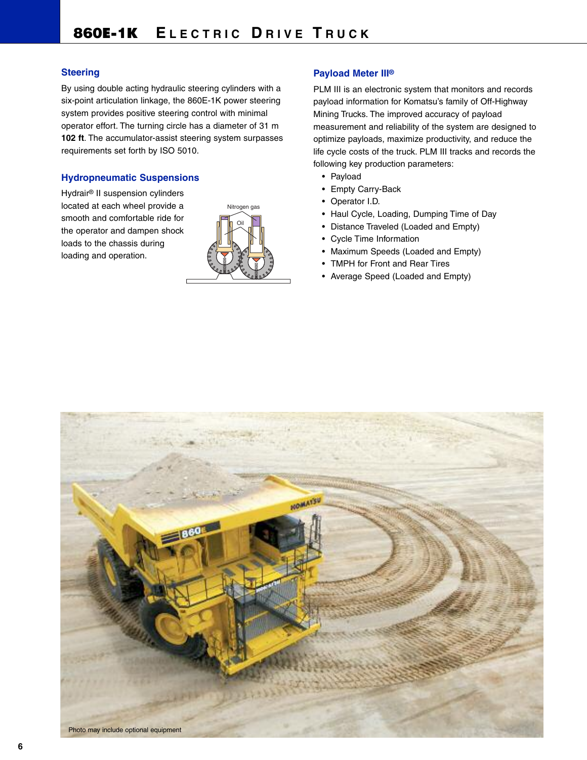## Steering

By using double acting hydraulic steering cylinders with a six-point articulation linkage, the 860E-1K power steering system provides positive steering control with minimal operator effort. The turning circle has a diameter of 31 m **102 ft**. The accumulator-assist steering system surpasses requirements set forth by ISO 5010.

## Hydropneumatic Suspensions

Hydrair® II suspension cylinders located at each wheel provide a smooth and comfortable ride for the operator and dampen shock loads to the chassis during loading and operation.

## Payload Meter III®

PLM III is an electronic system that monitors and records payload information for Komatsu's family of Off-Highway Mining Trucks. The improved accuracy of payload measurement and reliability of the system are designed to optimize payloads, maximize productivity, and reduce the life cycle costs of the truck. PLM III tracks and records the following key production parameters:

- Payload
- Empty Carry-Back
- Operator I.D.
- Haul Cycle, Loading, Dumping Time of Day
- Distance Traveled (Loaded and Empty)
- Cycle Time Information
- Maximum Speeds (Loaded and Empty)
- TMPH for Front and Rear Tires
- Average Speed (Loaded and Empty)

Photo may include optional equipment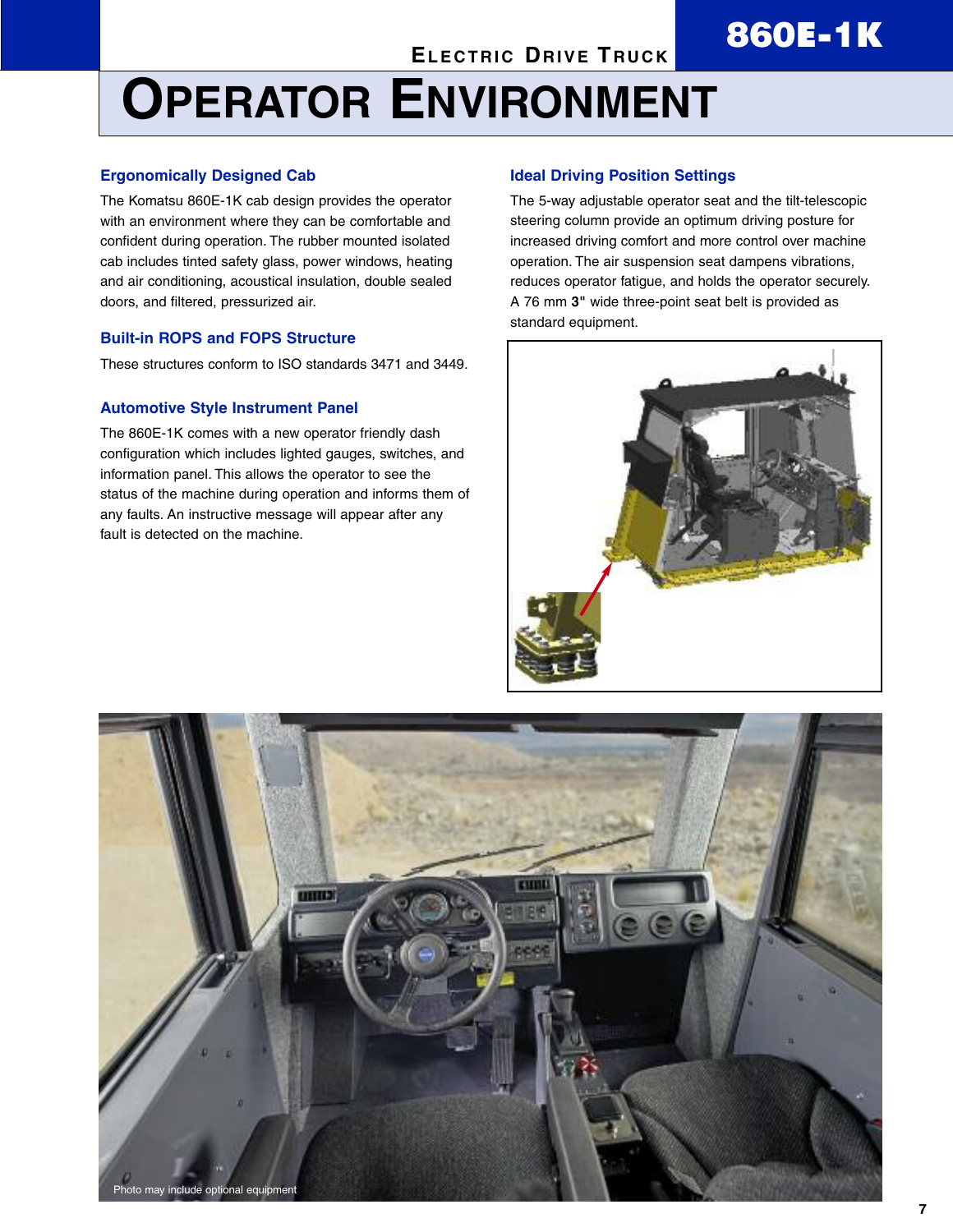# OPERATOR ENVIRONMENT

### Ergonomically Designed Cab

The Komatsu 860E-1K cab design provides the operator with an environment where they can be comfortable and confident during operation. The rubber mounted isolated cab includes tinted safety glass, power windows, heating and air conditioning, acoustical insulation, double sealed doors, and filtered, pressurized air.

### Built-in ROPS and FOPS Structure

These structures conform to ISO standards 3471 and 3449.

### Automotive Style Instrument Panel

The 860E-1K comes with a new operator friendly dash configuration which includes lighted gauges, switches, and information panel. This allows the operator to see the status of the machine during operation and informs them of any faults. An instructive message will appear after any fault is detected on the machine.

### Ideal Driving Position Settings

The 5-way adjustable operator seat and the tilt-telescopic steering column provide an optimum driving posture for increased driving comfort and more control over machine operation. The air suspension seat dampens vibrations, reduces operator fatigue, and holds the operator securely. A 76 mm **3"** wide three-point seat belt is provided as standard equipment.

Photo may include optional equipment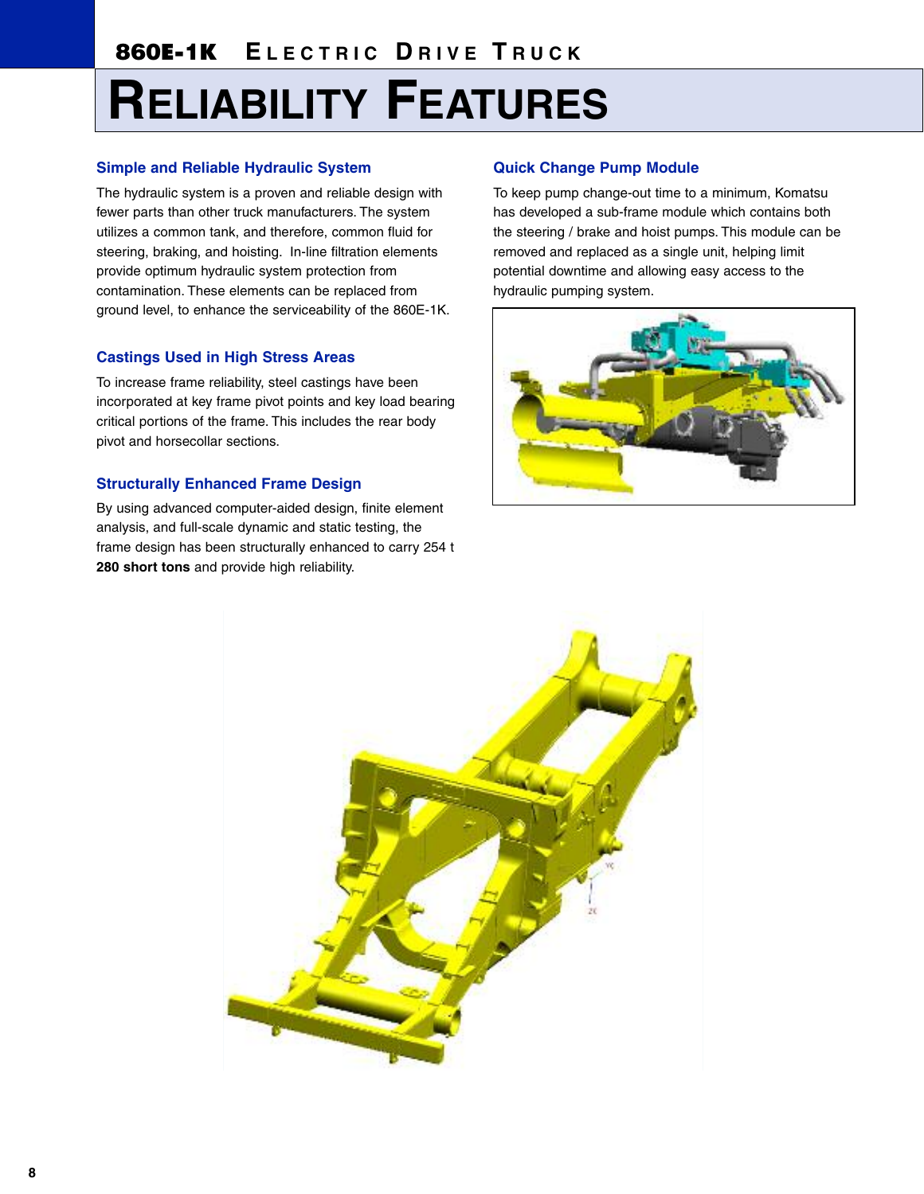# 860E-1K ELECTRIC DRIVE TRUCK

# RELIABILITY FEATURES

### Simple and Reliable Hydraulic System

The hydraulic system is a proven and reliable design with fewer parts than other truck manufacturers. The system utilizes a common tank, and therefore, common fluid for steering, braking, and hoisting. In-line filtration elements provide optimum hydraulic system protection from contamination. These elements can be replaced from ground level, to enhance the serviceability of the 860E-1K.

### Castings Used in High Stress Areas

To increase frame reliability, steel castings have been incorporated at key frame pivot points and key load bearing critical portions of the frame. This includes the rear body pivot and horsecollar sections.

### Structurally Enhanced Frame Design

By using advanced computer-aided design, finite element analysis, and full-scale dynamic and static testing, the frame design has been structurally enhanced to carry 254 t **280 short tons** and provide high reliability.

### Quick Change Pump Module

To keep pump change-out time to a minimum, Komatsu has developed a sub-frame module which contains both the steering / brake and hoist pumps. This module can be removed and replaced as a single unit, helping limit potential downtime and allowing easy access to the hydraulic pumping system.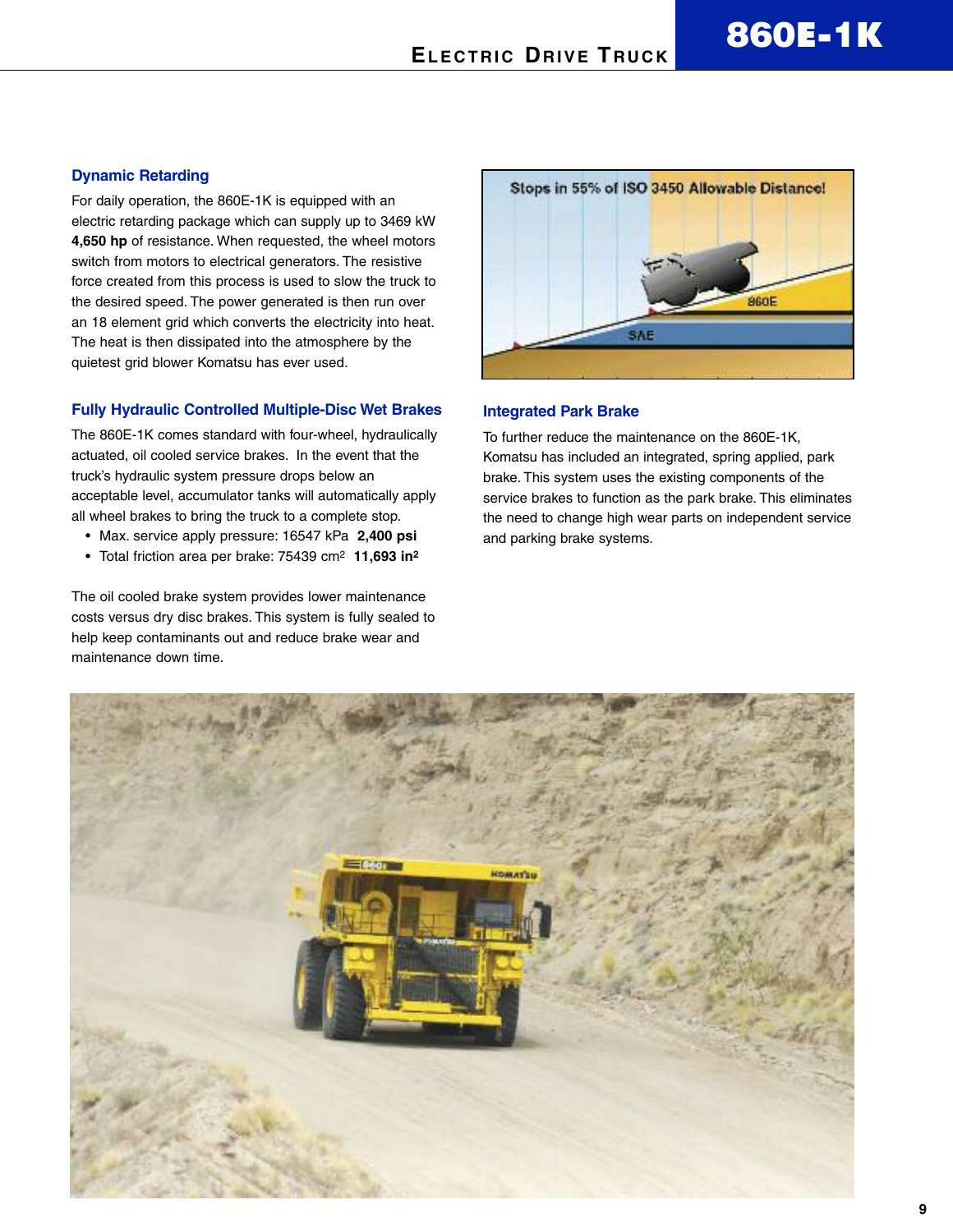## Dynamic Retarding

For daily operation, the 860E-1K is equipped with an electric retarding package which can supply up to 3469 kW **4,650 hp** of resistance. When requested, the wheel motors switch from motors to electrical generators. The resistive force created from this process is used to slow the truck to the desired speed. The power generated is then run over an 18 element grid which converts the electricity into heat. The heat is then dissipated into the atmosphere by the quietest grid blower Komatsu has ever used.

## Fully Hydraulic Controlled Multiple-Disc Wet Brakes

The 860E-1K comes standard with four-wheel, hydraulically actuated, oil cooled service brakes. In the event that the truck's hydraulic system pressure drops below an acceptable level, accumulator tanks will automatically apply all wheel brakes to bring the truck to a complete stop.

- Max. service apply pressure: 16547 kPa **2,400 psi**
- Total friction area per brake: 75439 $cm^2$ **11,693 $in^2$**

The oil cooled brake system provides lower maintenance costs versus dry disc brakes. This system is fully sealed to help keep contaminants out and reduce brake wear and maintenance down time.

Stops in 55% of ISO 3450 Allowable Distance!

## Integrated Park Brake

To further reduce the maintenance on the 860E-1K, Komatsu has included an integrated, spring applied, park brake. This system uses the existing components of the service brakes to function as the park brake. This eliminates the need to change high wear parts on independent service and parking brake systems.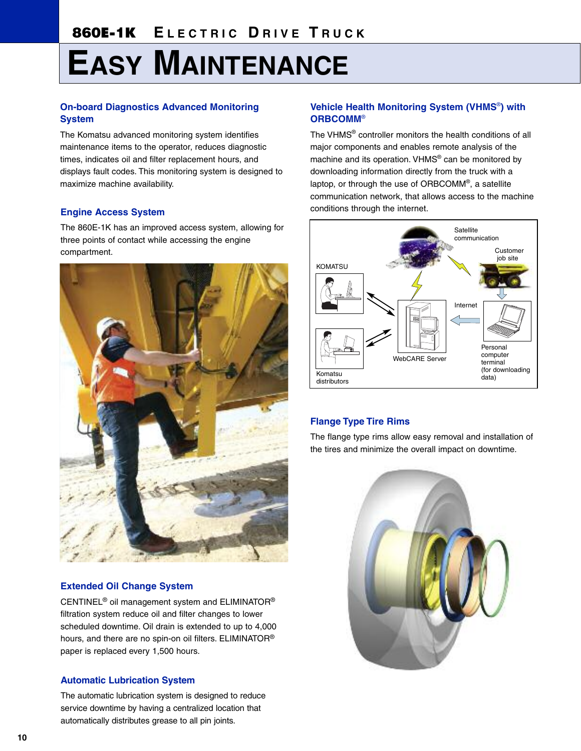# EASY MAINTENANCE

## On-board Diagnostics Advanced Monitoring System

The Komatsu advanced monitoring system identifies maintenance items to the operator, reduces diagnostic times, indicates oil and filter replacement hours, and displays fault codes. This monitoring system is designed to maximize machine availability.

## Engine Access System

The 860E-1K has an improved access system, allowing for three points of contact while accessing the engine compartment.

## Extended Oil Change System

CENTINEL® oil management system and ELIMINATOR® filtration system reduce oil and filter changes to lower scheduled downtime. Oil drain is extended to up to 4,000 hours, and there are no spin-on oil filters. ELIMINATOR® paper is replaced every 1,500 hours.

## Automatic Lubrication System

The automatic lubrication system is designed to reduce service downtime by having a centralized location that automatically distributes grease to all pin joints.

## Vehicle Health Monitoring System (VHMS®) with ORBCOMM®

The VHMS® controller monitors the health conditions of all major components and enables remote analysis of the machine and its operation. VHMS® can be monitored by downloading information directly from the truck with a laptop, or through the use of ORBCOMM®, a satellite communication network, that allows access to the machine conditions through the internet.

Satellite communication

Customer job site

KOMATSU

Internet

WebCARE Server

Personal computer terminal (for downloading data)

Komatsu distributors

## Flange Type Tire Rims

The flange type rims allow easy removal and installation of the tires and minimize the overall impact on downtime.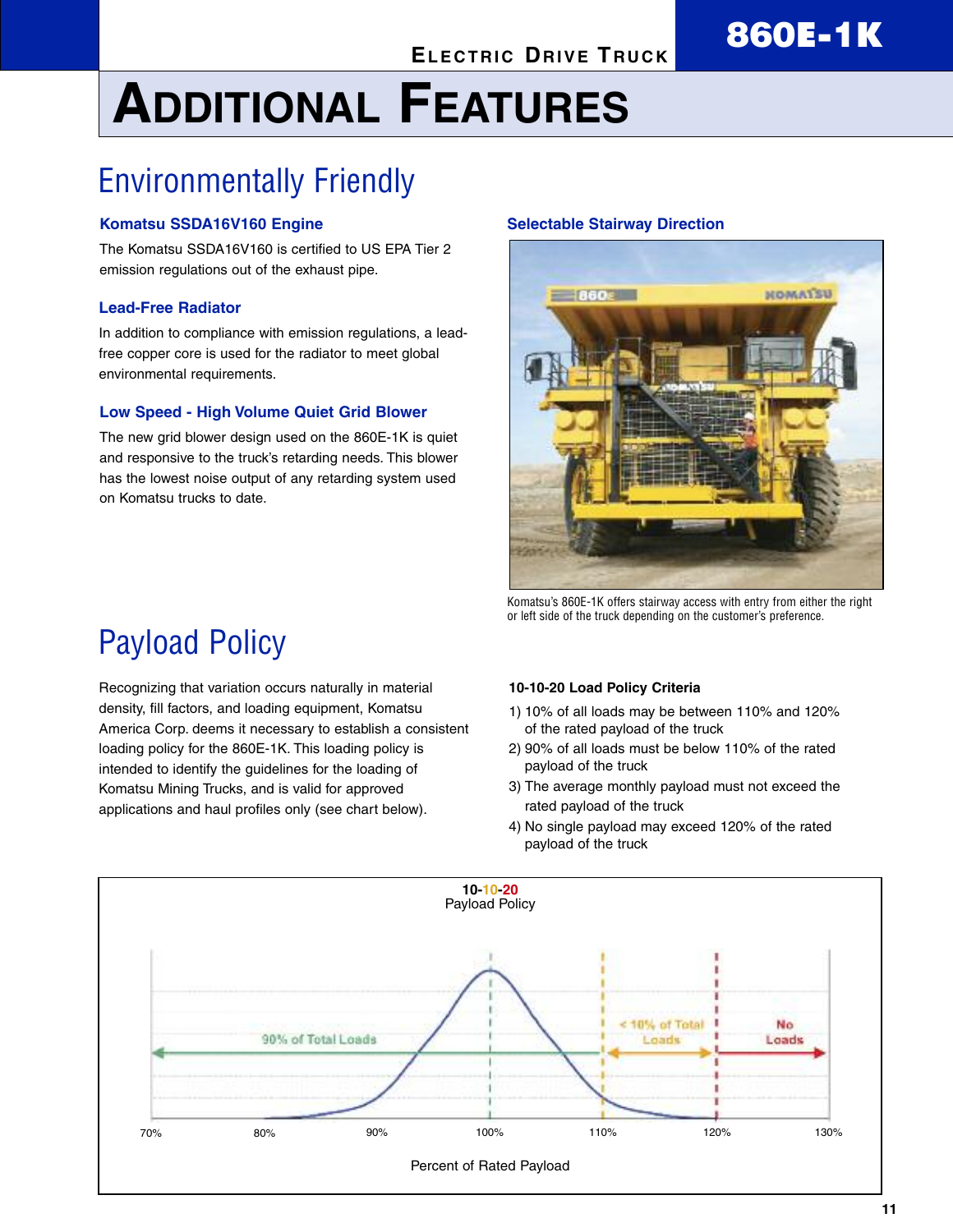# ADDITIONAL FEATURES

## Environmentally Friendly

### Komatsu SSDA16V160 Engine

The Komatsu SSDA16V160 is certified to US EPA Tier 2 emission regulations out of the exhaust pipe.

### Lead-Free Radiator

In addition to compliance with emission regulations, a lead-free copper core is used for the radiator to meet global environmental requirements.

### Low Speed - High Volume Quiet Grid Blower

The new grid blower design used on the 860E-1K is quiet and responsive to the truck's retarding needs. This blower has the lowest noise output of any retarding system used on Komatsu trucks to date.

### Selectable Stairway Direction

Komatsu's 860E-1K offers stairway access with entry from either the right or left side of the truck depending on the customer's preference.

## Payload Policy

Recognizing that variation occurs naturally in material density, fill factors, and loading equipment, Komatsu America Corp. deems it necessary to establish a consistent loading policy for the 860E-1K. This loading policy is intended to identify the guidelines for the loading of Komatsu Mining Trucks, and is valid for approved applications and haul profiles only (see chart below).

**10-10-20 Load Policy Criteria**

1) 10% of all loads may be between 110% and 120% of the rated payload of the truck
2) 90% of all loads must be below 110% of the rated payload of the truck
3) The average monthly payload must not exceed the rated payload of the truck
4) No single payload may exceed 120% of the rated payload of the truck

**10-10-20**
Payload Policy

90% of Total Loads | < 10% of Total Loads | No Loads

70% | 80% | 90% | 100% | 110% | 120% | 130%

Percent of Rated Payload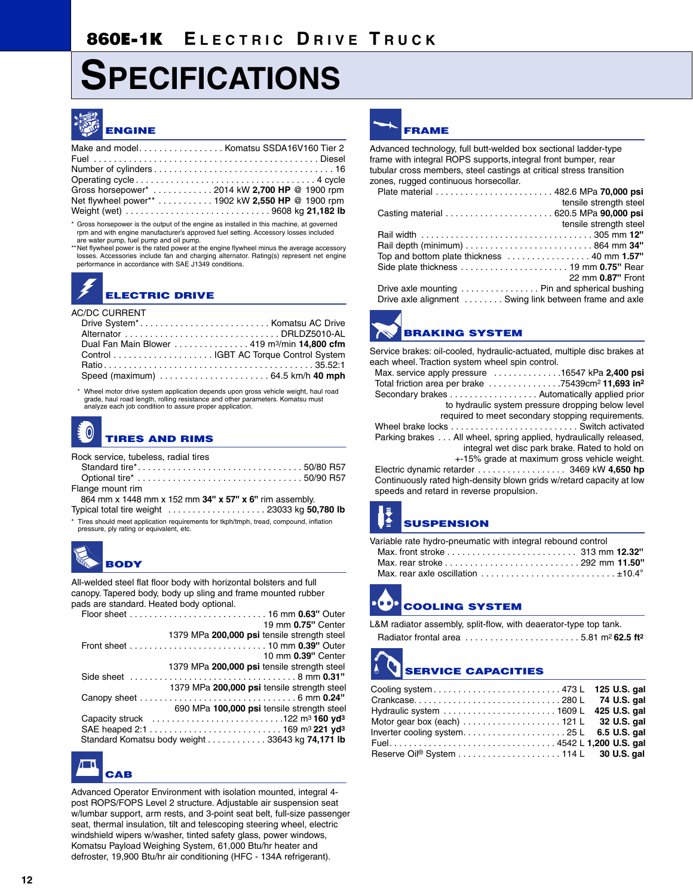# 860E-1K ELECTRIC DRIVE TRUCK

# SPECIFICATIONS

## ENGINE

Make and model. . . . . . . . . . . . . . . . . Komatsu SSDA16V160 Tier 2
Fuel . . . . . . . . . . . . . . . . . . . . . . . . . . . . . . . . . . . . . . . . . . . . . Diesel
Number of cylinders . . . . . . . . . . . . . . . . . . . . . . . . . . . . . . . . . . . 16
Operating cycle . . . . . . . . . . . . . . . . . . . . . . . . . . . . . . . . . . . 4 cycle
Gross horsepower* . . . . . . . . . . . . 2014 kW **2,700 HP** @ 1900 rpm
Net flywheel power** . . . . . . . . . . . 1902 kW **2,550 HP** @ 1900 rpm
Weight (wet) . . . . . . . . . . . . . . . . . . . . . . . . . . . . 9608 kg **21,182 lb**

* Gross horsepower is the output of the engine as installed in this machine, at governed rpm and with engine manufacturer's approved fuel setting. Accessory losses included are water pump, fuel pump and oil pump.

** Net flywheel power is the rated power at the engine flywheel minus the average accessory losses. Accessories include fan and charging alternator. Rating(s) represent net engine performance in accordance with SAE J1349 conditions.

## ELECTRIC DRIVE

AC/DC CURRENT
Drive System* . . . . . . . . . . . . . . . . . . . . . . . . . Komatsu AC Drive
Alternator . . . . . . . . . . . . . . . . . . . . . . . . . . . . . . DRLDZ5010-AL
Dual Fan Main Blower . . . . . . . . . . . . . . . 419 m³/min **14,800 cfm**
Control . . . . . . . . . . . . . . . . . . . . IGBT AC Torque Control System
Ratio . . . . . . . . . . . . . . . . . . . . . . . . . . . . . . . . . . . . . . . . . 35.52:1
Speed (maximum) . . . . . . . . . . . . . . . . . . . . . 64.5 km/h **40 mph**

* Wheel motor drive system application depends upon gross vehicle weight, haul road grade, haul road length, rolling resistance and other parameters. Komatsu must analyze each job condition to assure proper application.

## TIRES AND RIMS

Rock service, tubeless, radial tires
Standard tire* . . . . . . . . . . . . . . . . . . . . . . . . . . . . . . . . . 50/80 R57
Optional tire* . . . . . . . . . . . . . . . . . . . . . . . . . . . . . . . . 50/90 R57
Flange mount rim
864 mm x 1448 mm x 152 mm **34" x 57" x 6"** rim assembly.
Typical total tire weight . . . . . . . . . . . . . . . . . . . 23033 kg **50,780 lb**

* Tires should meet application requirements for tkph/tmph, tread, compound, inflation pressure, ply rating or equivalent, etc.

## BODY

All-welded steel flat floor body with horizontal bolsters and full canopy. Tapered body, body up sling and frame mounted rubber pads are standard. Heated body optional.

Floor sheet . . . . . . . . . . . . . . . . . . . . . . . . . . . . 16 mm **0.63"** Outer
19 mm **0.75"** Center
1379 MPa **200,000 psi** tensile strength steel
Front sheet . . . . . . . . . . . . . . . . . . . . . . . . . . . . 10 mm **0.39"** Outer
10 mm **0.39"** Center
1379 MPa **200,000 psi** tensile strength steel
Side sheet . . . . . . . . . . . . . . . . . . . . . . . . . . . . . . . . . 8 mm **0.31"**
1379 MPa **200,000 psi** tensile strength steel
Canopy sheet . . . . . . . . . . . . . . . . . . . . . . . . . . . . . . 6 mm **0.24"**
690 MPa **100,000 psi** tensile strength steel
Capacity struck . . . . . . . . . . . . . . . . . . . . . . . . . .122 m³ **160 yd³**
SAE heaped 2:1 . . . . . . . . . . . . . . . . . . . . . . . . . . 169 m³ **221 yd³**
Standard Komatsu body weight . . . . . . . . . . . . 33643 kg **74,171 lb**

## CAB

Advanced Operator Environment with isolation mounted, integral 4-post ROPS/FOPS Level 2 structure. Adjustable air suspension seat w/lumbar support, arm rests, and 3-point seat belt, full-size passenger seat, thermal insulation, tilt and telescoping steering wheel, electric windshield wipers w/washer, tinted safety glass, power windows, Komatsu Payload Weighing System, 61,000 Btu/hr heater and defroster, 19,900 Btu/hr air conditioning (HFC - 134A refrigerant).

## FRAME

Advanced technology, full butt-welded box sectional ladder-type frame with integral ROPS supports, integral front bumper, rear tubular cross members, steel castings at critical stress transition zones, rugged continuous horsecollar.

Plate material . . . . . . . . . . . . . . . . . . . . . . . . 482.6 MPa **70,000 psi**
tensile strength steel
Casting material . . . . . . . . . . . . . . . . . . . . . . 620.5 MPa **90,000 psi**
tensile strength steel
Rail width . . . . . . . . . . . . . . . . . . . . . . . . . . . . . . . . . . . 305 mm **12"**
Rail depth (minimum) . . . . . . . . . . . . . . . . . . . . . . . . . . 864 mm **34"**
Top and bottom plate thickness . . . . . . . . . . . . . . . . . 40 mm **1.57"**
Side plate thickness . . . . . . . . . . . . . . . . . . . . . . 19 mm **0.75"** Rear
22 mm **0.87"** Front
Drive axle mounting . . . . . . . . . . . . . . . . Pin and spherical bushing
Drive axle alignment . . . . . . . . Swing link between frame and axle

## BRAKING SYSTEM

Service brakes: oil-cooled, hydraulic-actuated, multiple disc brakes at each wheel. Traction system wheel spin control.

Max. service apply pressure . . . . . . . . . . . . .16547 kPa **2,400 psi**
Total friction area per brake . . . . . . . . . . . . . .75439cm² **11,693 in²**
Secondary brakes . . . . . . . . . . . . . . . . . . Automatically applied prior to hydraulic system pressure dropping below level required to meet secondary stopping requirements.
Wheel brake locks . . . . . . . . . . . . . . . . . . . . . . . . . . Switch activated
Parking brakes . . . All wheel, spring applied, hydraulically released, integral wet disc park brake. Rated to hold on +-15% grade at maximum gross vehicle weight.
Electric dynamic retarder . . . . . . . . . . . . . . . . . 3469 kW **4,650 hp**
Continuously rated high-density blown grids w/retard capacity at low speeds and retard in reverse propulsion.

## SUSPENSION

Variable rate hydro-pneumatic with integral rebound control
Max. front stroke . . . . . . . . . . . . . . . . . . . . . . . . . . 313 mm **12.32"**
Max. rear stroke . . . . . . . . . . . . . . . . . . . . . . . . . . . 292 mm **11.50"**
Max. rear axle oscillation . . . . . . . . . . . . . . . . . . . . . . . . . . . ±10.4°

## COOLING SYSTEM

L&M radiator assembly, split-flow, with deaerator-type top tank.
Radiator frontal area . . . . . . . . . . . . . . . . . . . . . . . 5.81 m² **62.5 ft²**

## SERVICE CAPACITIES

| | | |
|---|---|---|
| Cooling system | 473 L | **125 U.S. gal** |
| Crankcase | 280 L | **74 U.S. gal** |
| Hydraulic system | 1609 L | **425 U.S. gal** |
| Motor gear box (each) | 121 L | **32 U.S. gal** |
| Inverter cooling system | 25 L | **6.5 U.S. gal** |
| Fuel | 4542 L | **1,200 U.S. gal** |
| Reserve Oil® System | 114 L | **30 U.S. gal** |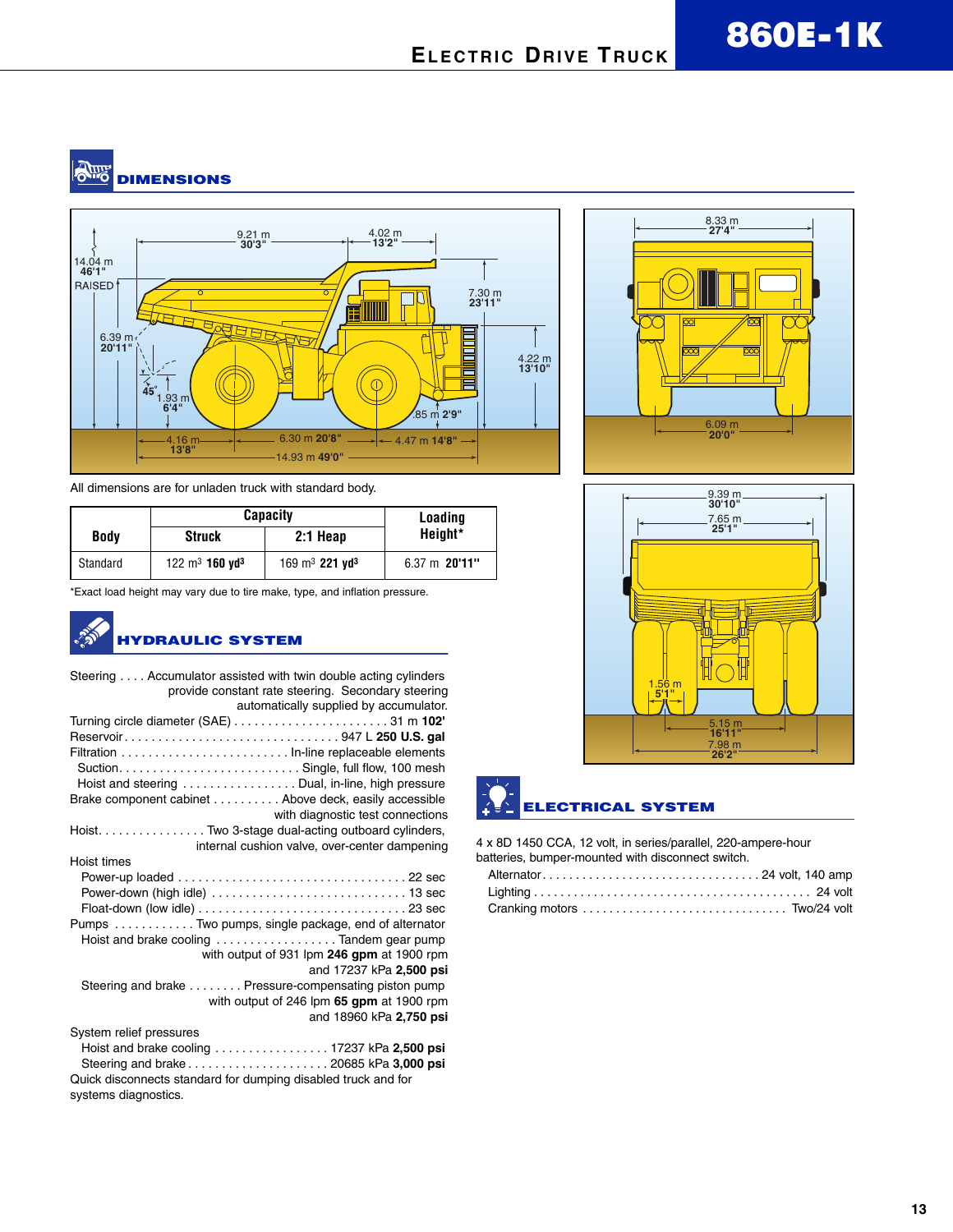## DIMENSIONS

All dimensions are for unladen truck with standard body.

| Body | Capacity | | Loading Height* |
|---|---|---|---|
| | Struck | 2:1 Heap | |
| Standard | 122 $m^3$ **160 $yd^3$** | 169 $m^3$ **221 $yd^3$** | 6.37 m **20'11"** |

*Exact load height may vary due to tire make, type, and inflation pressure.

## HYDRAULIC SYSTEM

Steering . . . . Accumulator assisted with twin double acting cylinders provide constant rate steering. Secondary steering automatically supplied by accumulator.

Turning circle diameter (SAE) . . . . . . . . . . . . . . . . . . . . . . . 31 m **102'**

Reservoir . . . . . . . . . . . . . . . . . . . . . . . . . . . . . . . 947 L **250 U.S. gal**

Filtration . . . . . . . . . . . . . . . . . . . . . . . . . In-line replaceable elements

- Suction. . . . . . . . . . . . . . . . . . . . . . . . . . . Single, full flow, 100 mesh
- Hoist and steering . . . . . . . . . . . . . . . . . Dual, in-line, high pressure

Brake component cabinet . . . . . . . . . . Above deck, easily accessible with diagnostic test connections

Hoist. . . . . . . . . . . . . . . . Two 3-stage dual-acting outboard cylinders, internal cushion valve, over-center dampening

Hoist times

- Power-up loaded . . . . . . . . . . . . . . . . . . . . . . . . . . . . . . . . . 22 sec
- Power-down (high idle) . . . . . . . . . . . . . . . . . . . . . . . . . . . . . 13 sec
- Float-down (low idle) . . . . . . . . . . . . . . . . . . . . . . . . . . . . . . 23 sec

Pumps . . . . . . . . . . . . Two pumps, single package, end of alternator

- Hoist and brake cooling . . . . . . . . . . . . . . . . . . Tandem gear pump with output of 931 lpm **246 gpm** at 1900 rpm and 17237 kPa **2,500 psi**
- Steering and brake . . . . . . . . Pressure-compensating piston pump with output of 246 lpm **65 gpm** at 1900 rpm and 18960 kPa **2,750 psi**

System relief pressures

- Hoist and brake cooling . . . . . . . . . . . . . . . . . 17237 kPa **2,500 psi**
- Steering and brake . . . . . . . . . . . . . . . . . . . . . 20685 kPa **3,000 psi**

Quick disconnects standard for dumping disabled truck and for systems diagnostics.

## ELECTRICAL SYSTEM

4 x 8D 1450 CCA, 12 volt, in series/parallel, 220-ampere-hour batteries, bumper-mounted with disconnect switch.

- Alternator. . . . . . . . . . . . . . . . . . . . . . . . . . . . . . . . . 24 volt, 140 amp
- Lighting . . . . . . . . . . . . . . . . . . . . . . . . . . . . . . . . . . . . . . . . . 24 volt
- Cranking motors . . . . . . . . . . . . . . . . . . . . . . . . . . . . . . Two/24 volt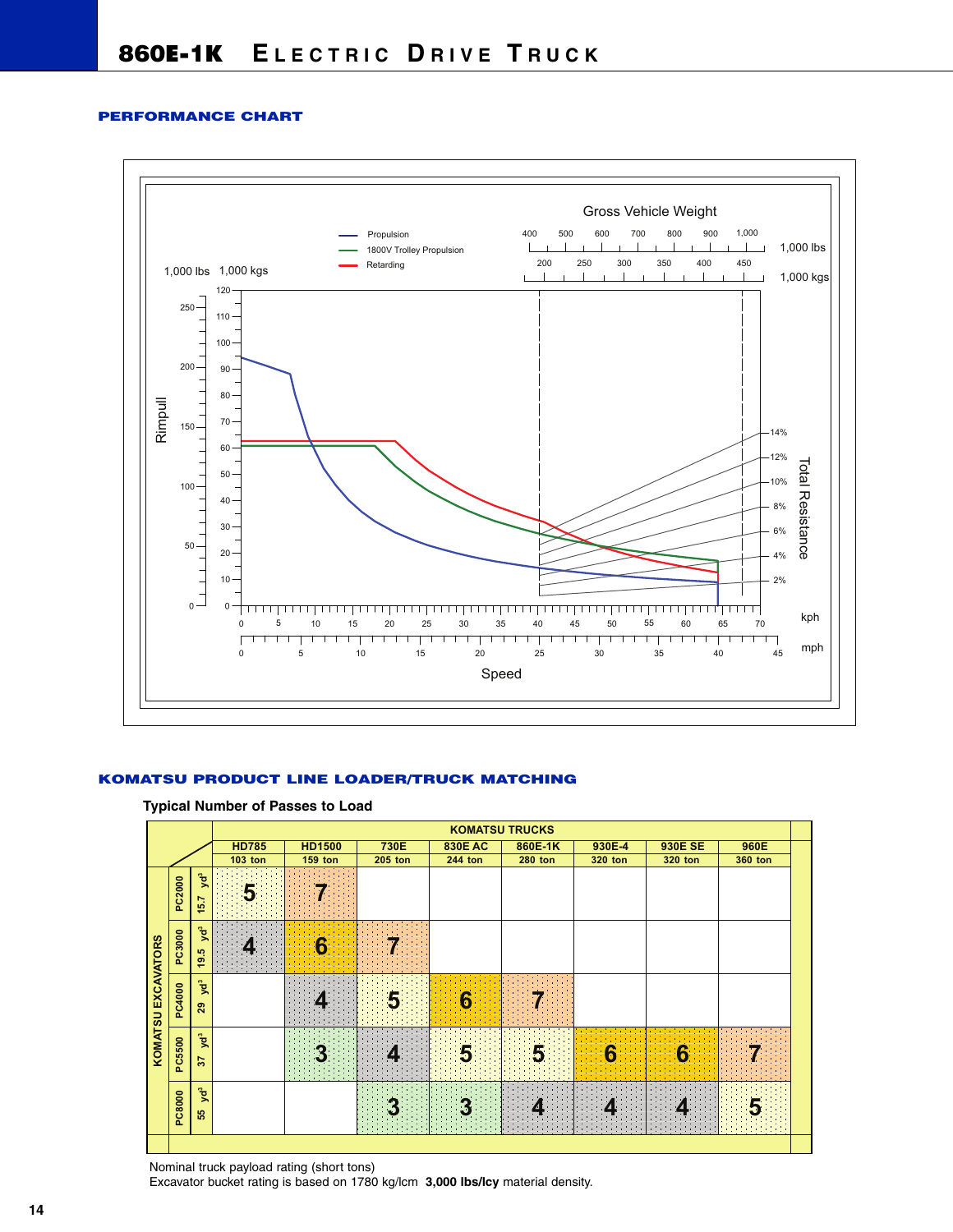## PERFORMANCE CHART

Gross Vehicle Weight

Propulsion

1800V Trolley Propulsion

Retarding

Rimpull

Total Resistance

Speed

## KOMATSU PRODUCT LINE LOADER/TRUCK MATCHING

**Typical Number of Passes to Load**

| KOMATSU EXCAVATORS | | KOMATSU TRUCKS | | | | | | | |
|---|---|---|---|---|---|---|---|---|---|
| | | HD785 103 ton | HD1500 159 ton | 730E 205 ton | 830E AC 244 ton | 860E-1K 280 ton | 930E-4 320 ton | 930E SE 320 ton | 960E 360 ton |
| PC2000 | 15.7 yd³ | 5 | 7 | | | | | | |
| PC3000 | 19.5 yd³ | 4 | 6 | 7 | | | | | |
| PC4000 | 29 yd³ | | 4 | 5 | 6 | 7 | | | |
| PC5500 | 37 yd³ | | 3 | 4 | 5 | 5 | 6 | 6 | 7 |
| PC8000 | 55 yd³ | | | 3 | 3 | 4 | 4 | 4 | 5 |

Nominal truck payload rating (short tons)

Excavator bucket rating is based on 1780 kg/lcm **3,000 lbs/lcy** material density.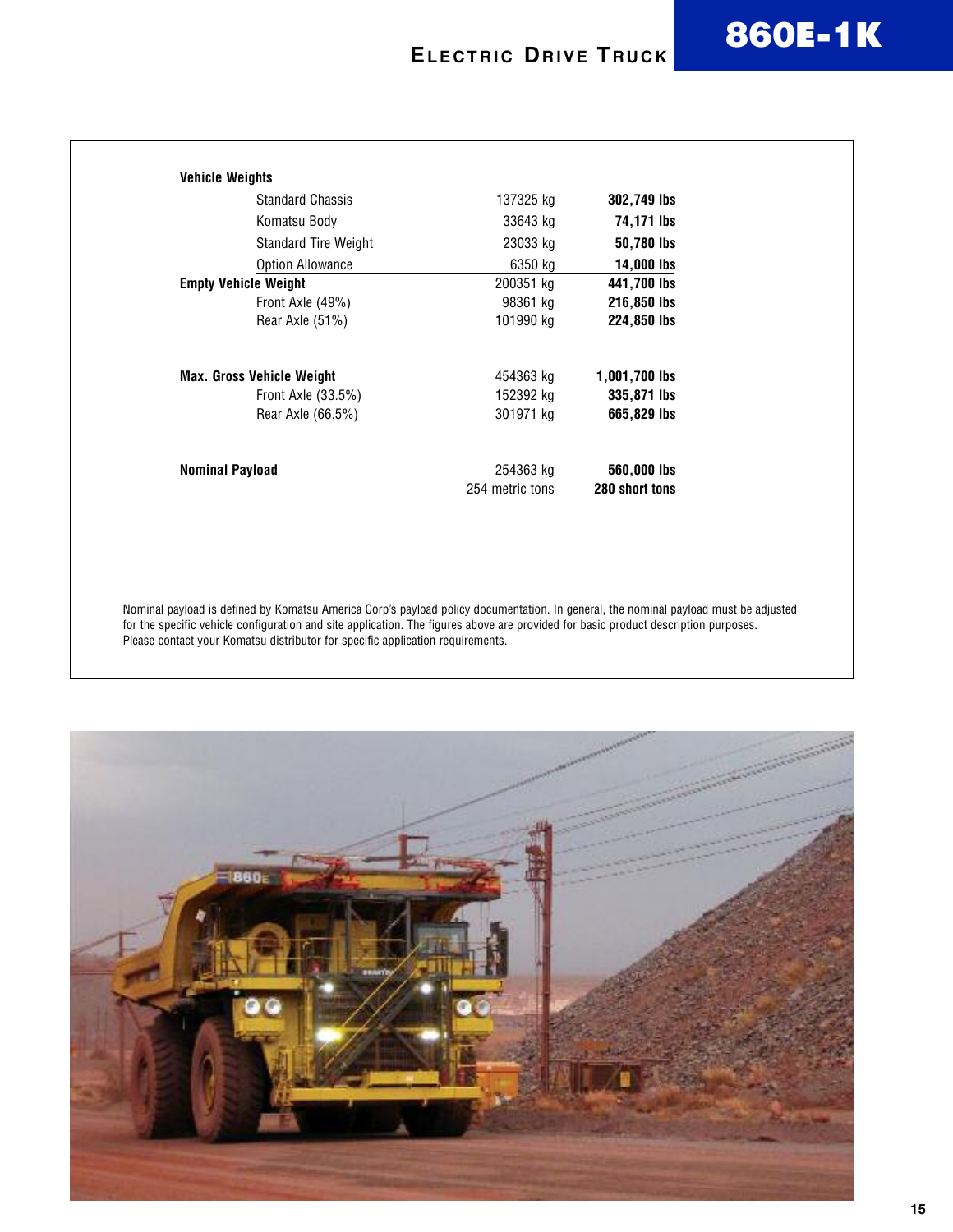## 860E-1K

### Electric Drive Truck

| Vehicle Weights | | | |
|---|---|---|---|
| | Standard Chassis | 137325 kg | **302,749 lbs** |
| | Komatsu Body | 33643 kg | **74,171 lbs** |
| | Standard Tire Weight | 23033 kg | **50,780 lbs** |
| | Option Allowance | 6350 kg | **14,000 lbs** |
| **Empty Vehicle Weight** | | 200351 kg | **441,700 lbs** |
| | Front Axle (49%) | 98361 kg | **216,850 lbs** |
| | Rear Axle (51%) | 101990 kg | **224,850 lbs** |
| **Max. Gross Vehicle Weight** | | 454363 kg | **1,001,700 lbs** |
| | Front Axle (33.5%) | 152392 kg | **335,871 lbs** |
| | Rear Axle (66.5%) | 301971 kg | **665,829 lbs** |
| **Nominal Payload** | | 254363 kg | **560,000 lbs** |
| | | 254 metric tons | **280 short tons** |

Nominal payload is defined by Komatsu America Corp's payload policy documentation. In general, the nominal payload must be adjusted for the specific vehicle configuration and site application. The figures above are provided for basic product description purposes. Please contact your Komatsu distributor for specific application requirements.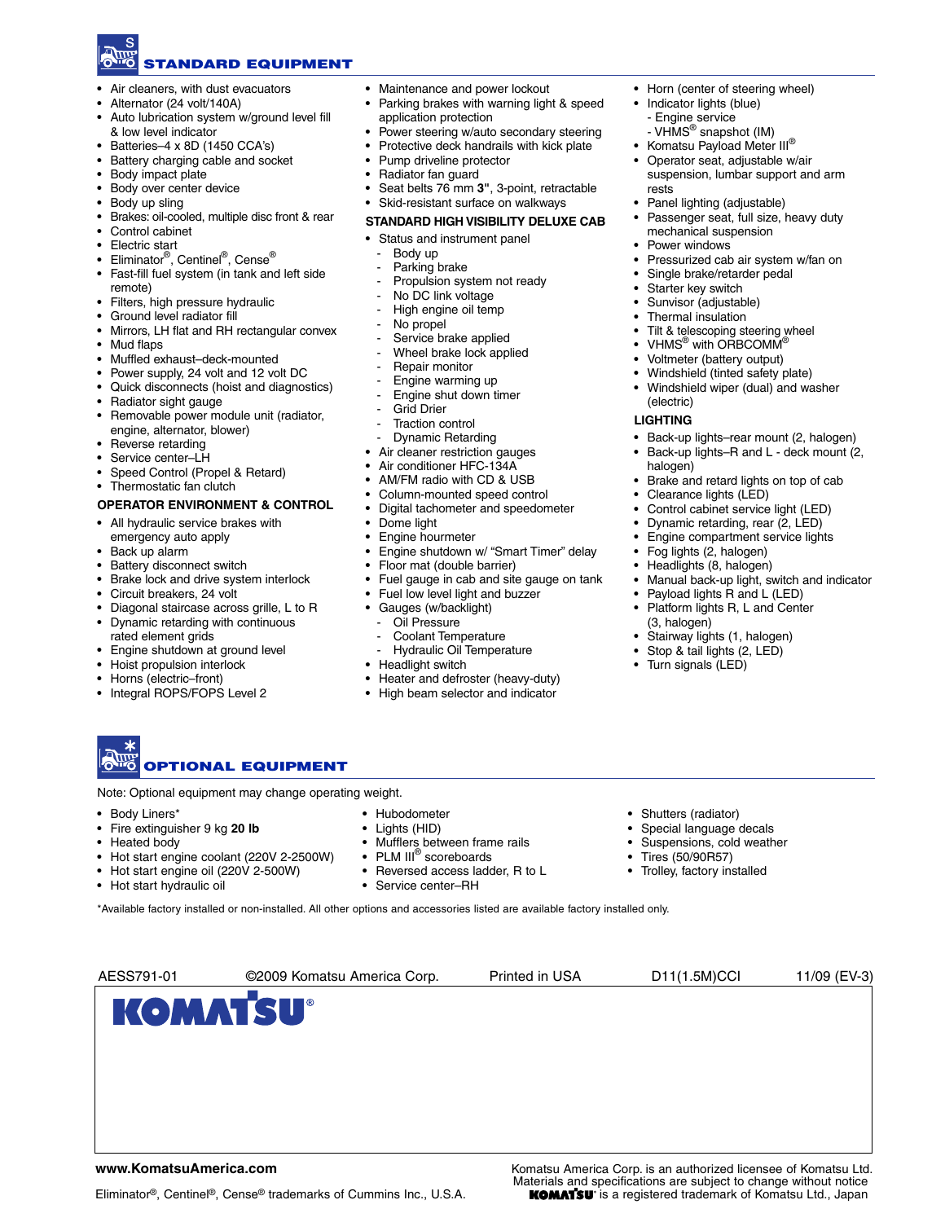## STANDARD EQUIPMENT

- Air cleaners, with dust evacuators
- Alternator (24 volt/140A)
- Auto lubrication system w/ground level fill & low level indicator
- Batteries–4 x 8D (1450 CCA's)
- Battery charging cable and socket
- Body impact plate
- Body over center device
- Body up sling
- Brakes: oil-cooled, multiple disc front & rear
- Control cabinet
- Electric start
- Eliminator®, Centinel®, Cense®
- Fast-fill fuel system (in tank and left side remote)
- Filters, high pressure hydraulic
- Ground level radiator fill
- Mirrors, LH flat and RH rectangular convex
- Mud flaps
- Muffled exhaust–deck-mounted
- Power supply, 24 volt and 12 volt DC
- Quick disconnects (hoist and diagnostics)
- Radiator sight gauge
- Removable power module unit (radiator, engine, alternator, blower)
- Reverse retarding
- Service center–LH
- Speed Control (Propel & Retard)
- Thermostatic fan clutch

### OPERATOR ENVIRONMENT & CONTROL

- All hydraulic service brakes with emergency auto apply
- Back up alarm
- Battery disconnect switch
- Brake lock and drive system interlock
- Circuit breakers, 24 volt
- Diagonal staircase across grille, L to R
- Dynamic retarding with continuous rated element grids
- Engine shutdown at ground level
- Hoist propulsion interlock
- Horns (electric–front)
- Integral ROPS/FOPS Level 2
- Maintenance and power lockout
- Parking brakes with warning light & speed application protection
- Power steering w/auto secondary steering
- Protective deck handrails with kick plate
- Pump driveline protector
- Radiator fan guard
- Seat belts 76 mm **3"**, 3-point, retractable
- Skid-resistant surface on walkways

### STANDARD HIGH VISIBILITY DELUXE CAB

- Status and instrument panel
  - Body up
  - Parking brake
  - Propulsion system not ready
  - No DC link voltage
  - High engine oil temp
  - No propel
  - Service brake applied
  - Wheel brake lock applied
  - Repair monitor
  - Engine warming up
  - Engine shut down timer
  - Grid Drier
  - Traction control
  - Dynamic Retarding
- Air cleaner restriction gauges
- Air conditioner HFC-134A
- AM/FM radio with CD & USB
- Column-mounted speed control
- Digital tachometer and speedometer
- Dome light
- Engine hourmeter
- Engine shutdown w/ "Smart Timer" delay
- Floor mat (double barrier)
- Fuel gauge in cab and site gauge on tank
- Fuel low level light and buzzer
- Gauges (w/backlight)
  - Oil Pressure
  - Coolant Temperature
  - Hydraulic Oil Temperature
- Headlight switch
- Heater and defroster (heavy-duty)
- High beam selector and indicator
- Horn (center of steering wheel)
- Indicator lights (blue)
  - Engine service
  - VHMS® snapshot (IM)
- Komatsu Payload Meter III®
- Operator seat, adjustable w/air suspension, lumbar support and arm rests
- Panel lighting (adjustable)
- Passenger seat, full size, heavy duty mechanical suspension
- Power windows
- Pressurized cab air system w/fan on
- Single brake/retarder pedal
- Starter key switch
- Sunvisor (adjustable)
- Thermal insulation
- Tilt & telescoping steering wheel
- VHMS® with ORBCOMM®
- Voltmeter (battery output)
- Windshield (tinted safety plate)
- Windshield wiper (dual) and washer (electric)

### LIGHTING

- Back-up lights–rear mount (2, halogen)
- Back-up lights–R and L - deck mount (2, halogen)
- Brake and retard lights on top of cab
- Clearance lights (LED)
- Control cabinet service light (LED)
- Dynamic retarding, rear (2, LED)
- Engine compartment service lights
- Fog lights (2, halogen)
- Headlights (8, halogen)
- Manual back-up light, switch and indicator
- Payload lights R and L (LED)
- Platform lights R, L and Center (3, halogen)
- Stairway lights (1, halogen)
- Stop & tail lights (2, LED)
- Turn signals (LED)

## OPTIONAL EQUIPMENT

Note: Optional equipment may change operating weight.

- Body Liners*
- Fire extinguisher 9 kg **20 lb**
- Heated body
- Hot start engine coolant (220V 2-2500W)
- Hot start engine oil (220V 2-500W)
- Hot start hydraulic oil
- Hubodometer
- Lights (HID)
- Mufflers between frame rails
- PLM III® scoreboards
- Reversed access ladder, R to L
- Service center–RH
- Shutters (radiator)
- Special language decals
- Suspensions, cold weather
- Tires (50/90R57)
- Trolley, factory installed

*Available factory installed or non-installed. All other options and accessories listed are available factory installed only.

AESS791-01 ©2009 Komatsu America Corp. Printed in USA D11(1.5M)CCI 11/09 (EV-3)

KOMATSU®

www.KomatsuAmerica.com

Eliminator®, Centinel®, Cense® trademarks of Cummins Inc., U.S.A.

Komatsu America Corp. is an authorized licensee of Komatsu Ltd.
Materials and specifications are subject to change without notice
KOMATSU® is a registered trademark of Komatsu Ltd., Japan